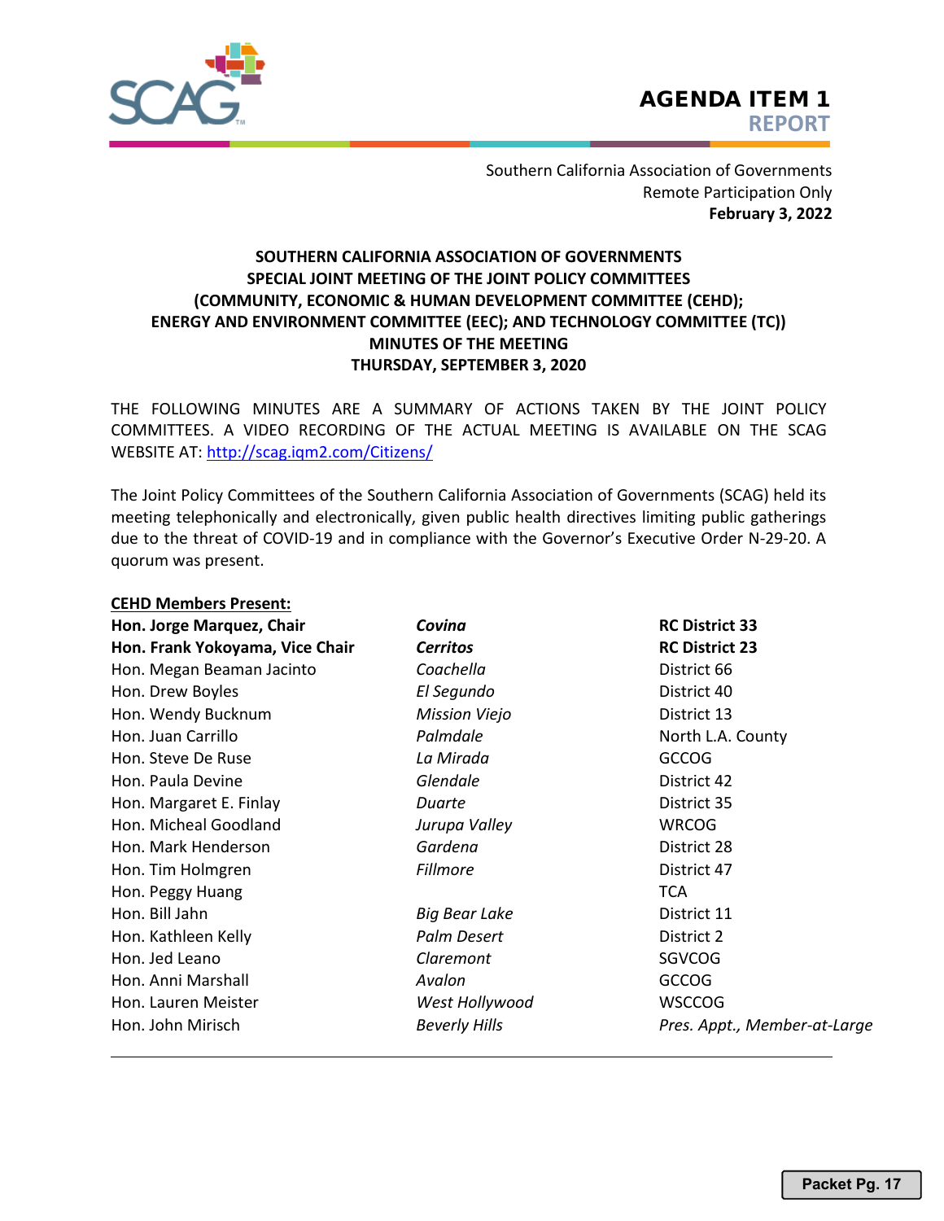# AGENDA ITEM 1
## REPORT

Southern California Association of Governments
Remote Participation Only
**February 3, 2022**

**SOUTHERN CALIFORNIA ASSOCIATION OF GOVERNMENTS**
**SPECIAL JOINT MEETING OF THE JOINT POLICY COMMITTEES**
**(COMMUNITY, ECONOMIC & HUMAN DEVELOPMENT COMMITTEE (CEHD); ENERGY AND ENVIRONMENT COMMITTEE (EEC); AND TECHNOLOGY COMMITTEE (TC))**
**MINUTES OF THE MEETING**
**THURSDAY, SEPTEMBER 3, 2020**

THE FOLLOWING MINUTES ARE A SUMMARY OF ACTIONS TAKEN BY THE JOINT POLICY COMMITTEES. A VIDEO RECORDING OF THE ACTUAL MEETING IS AVAILABLE ON THE SCAG WEBSITE AT: http://scag.iqm2.com/Citizens/

The Joint Policy Committees of the Southern California Association of Governments (SCAG) held its meeting telephonically and electronically, given public health directives limiting public gatherings due to the threat of COVID-19 and in compliance with the Governor's Executive Order N-29-20. A quorum was present.

**CEHD Members Present:**

| | | |
|---|---|---|
| **Hon. Jorge Marquez, Chair** | ***Covina*** | **RC District 33** |
| **Hon. Frank Yokoyama, Vice Chair** | ***Cerritos*** | **RC District 23** |
| Hon. Megan Beaman Jacinto | *Coachella* | District 66 |
| Hon. Drew Boyles | *El Segundo* | District 40 |
| Hon. Wendy Bucknum | *Mission Viejo* | District 13 |
| Hon. Juan Carrillo | *Palmdale* | North L.A. County |
| Hon. Steve De Ruse | *La Mirada* | GCCOG |
| Hon. Paula Devine | *Glendale* | District 42 |
| Hon. Margaret E. Finlay | *Duarte* | District 35 |
| Hon. Micheal Goodland | *Jurupa Valley* | WRCOG |
| Hon. Mark Henderson | *Gardena* | District 28 |
| Hon. Tim Holmgren | *Fillmore* | District 47 |
| Hon. Peggy Huang | | TCA |
| Hon. Bill Jahn | *Big Bear Lake* | District 11 |
| Hon. Kathleen Kelly | *Palm Desert* | District 2 |
| Hon. Jed Leano | *Claremont* | SGVCOG |
| Hon. Anni Marshall | *Avalon* | GCCOG |
| Hon. Lauren Meister | *West Hollywood* | WSCCOG |
| Hon. John Mirisch | *Beverly Hills* | *Pres. Appt., Member-at-Large* |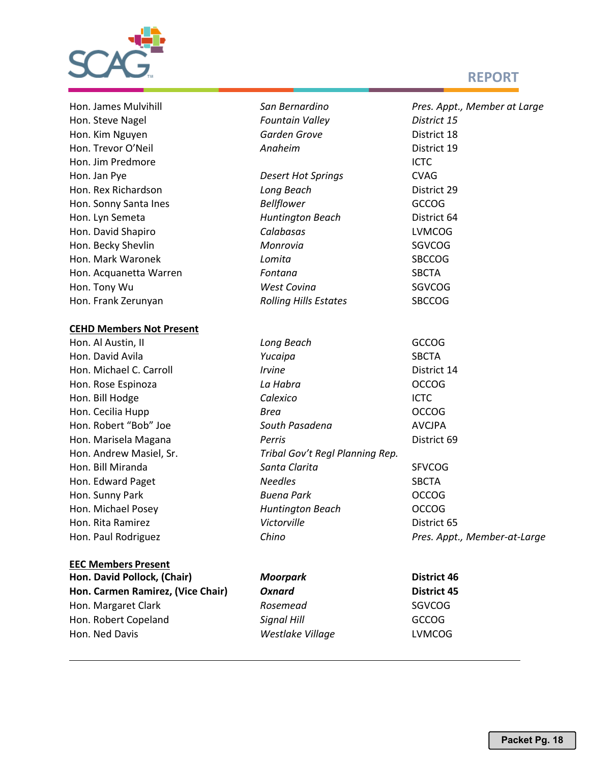| | | |
|---|---|---|
| Hon. James Mulvihill | *San Bernardino* | *Pres. Appt., Member at Large* |
| Hon. Steve Nagel | *Fountain Valley* | *District 15* |
| Hon. Kim Nguyen | *Garden Grove* | District 18 |
| Hon. Trevor O'Neil | *Anaheim* | District 19 |
| Hon. Jim Predmore | | ICTC |
| Hon. Jan Pye | *Desert Hot Springs* | CVAG |
| Hon. Rex Richardson | *Long Beach* | District 29 |
| Hon. Sonny Santa Ines | *Bellflower* | GCCOG |
| Hon. Lyn Semeta | *Huntington Beach* | District 64 |
| Hon. David Shapiro | *Calabasas* | LVMCOG |
| Hon. Becky Shevlin | *Monrovia* | SGVCOG |
| Hon. Mark Waronek | *Lomita* | SBCCOG |
| Hon. Acquanetta Warren | *Fontana* | SBCTA |
| Hon. Tony Wu | *West Covina* | SGVCOG |
| Hon. Frank Zerunyan | *Rolling Hills Estates* | SBCCOG |

**CEHD Members Not Present**

| | | |
|---|---|---|
| Hon. Al Austin, II | *Long Beach* | GCCOG |
| Hon. David Avila | *Yucaipa* | SBCTA |
| Hon. Michael C. Carroll | *Irvine* | District 14 |
| Hon. Rose Espinoza | *La Habra* | OCCOG |
| Hon. Bill Hodge | *Calexico* | ICTC |
| Hon. Cecilia Hupp | *Brea* | OCCOG |
| Hon. Robert "Bob" Joe | *South Pasadena* | AVCJPA |
| Hon. Marisela Magana | *Perris* | District 69 |
| Hon. Andrew Masiel, Sr. | *Tribal Gov't Regl Planning Rep.* | |
| Hon. Bill Miranda | *Santa Clarita* | SFVCOG |
| Hon. Edward Paget | *Needles* | SBCTA |
| Hon. Sunny Park | *Buena Park* | OCCOG |
| Hon. Michael Posey | *Huntington Beach* | OCCOG |
| Hon. Rita Ramirez | *Victorville* | District 65 |
| Hon. Paul Rodriguez | *Chino* | *Pres. Appt., Member-at-Large* |

**EEC Members Present**

| | | |
|---|---|---|
| **Hon. David Pollock, (Chair)** | ***Moorpark*** | **District 46** |
| **Hon. Carmen Ramirez, (Vice Chair)** | ***Oxnard*** | **District 45** |
| Hon. Margaret Clark | *Rosemead* | SGVCOG |
| Hon. Robert Copeland | *Signal Hill* | GCCOG |
| Hon. Ned Davis | *Westlake Village* | LVMCOG |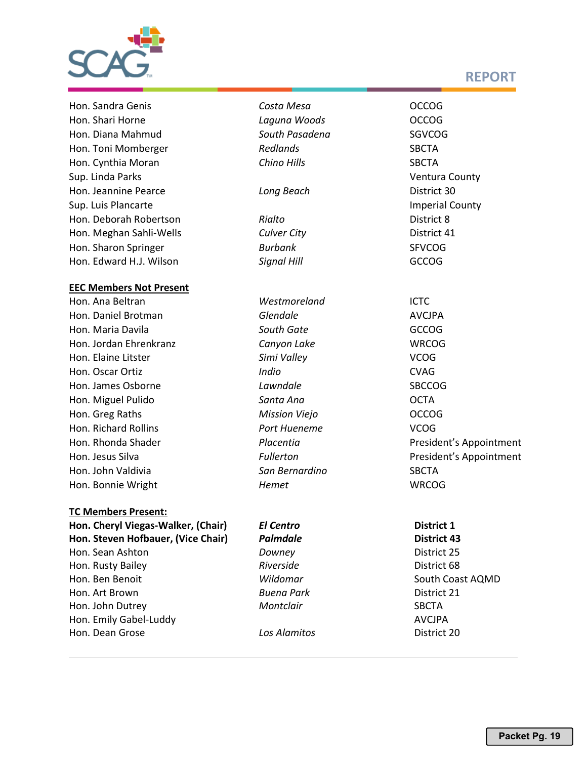| | | |
|---|---|---|
| Hon. Sandra Genis | *Costa Mesa* | OCCOG |
| Hon. Shari Horne | *Laguna Woods* | OCCOG |
| Hon. Diana Mahmud | *South Pasadena* | SGVCOG |
| Hon. Toni Momberger | *Redlands* | SBCTA |
| Hon. Cynthia Moran | *Chino Hills* | SBCTA |
| Sup. Linda Parks | | Ventura County |
| Hon. Jeannine Pearce | *Long Beach* | District 30 |
| Sup. Luis Plancarte | | Imperial County |
| Hon. Deborah Robertson | *Rialto* | District 8 |
| Hon. Meghan Sahli-Wells | *Culver City* | District 41 |
| Hon. Sharon Springer | *Burbank* | SFVCOG |
| Hon. Edward H.J. Wilson | *Signal Hill* | GCCOG |

**EEC Members Not Present**

| | | |
|---|---|---|
| Hon. Ana Beltran | *Westmoreland* | ICTC |
| Hon. Daniel Brotman | *Glendale* | AVCJPA |
| Hon. Maria Davila | *South Gate* | GCCOG |
| Hon. Jordan Ehrenkranz | *Canyon Lake* | WRCOG |
| Hon. Elaine Litster | *Simi Valley* | VCOG |
| Hon. Oscar Ortiz | *Indio* | CVAG |
| Hon. James Osborne | *Lawndale* | SBCCOG |
| Hon. Miguel Pulido | *Santa Ana* | OCTA |
| Hon. Greg Raths | *Mission Viejo* | OCCOG |
| Hon. Richard Rollins | *Port Hueneme* | VCOG |
| Hon. Rhonda Shader | *Placentia* | President's Appointment |
| Hon. Jesus Silva | *Fullerton* | President's Appointment |
| Hon. John Valdivia | *San Bernardino* | SBCTA |
| Hon. Bonnie Wright | *Hemet* | WRCOG |

**TC Members Present:**

| | | |
|---|---|---|
| **Hon. Cheryl Viegas-Walker, (Chair)** | ***El Centro*** | **District 1** |
| **Hon. Steven Hofbauer, (Vice Chair)** | ***Palmdale*** | **District 43** |
| Hon. Sean Ashton | *Downey* | District 25 |
| Hon. Rusty Bailey | *Riverside* | District 68 |
| Hon. Ben Benoit | *Wildomar* | South Coast AQMD |
| Hon. Art Brown | *Buena Park* | District 21 |
| Hon. John Dutrey | *Montclair* | SBCTA |
| Hon. Emily Gabel-Luddy | | AVCJPA |
| Hon. Dean Grose | *Los Alamitos* | District 20 |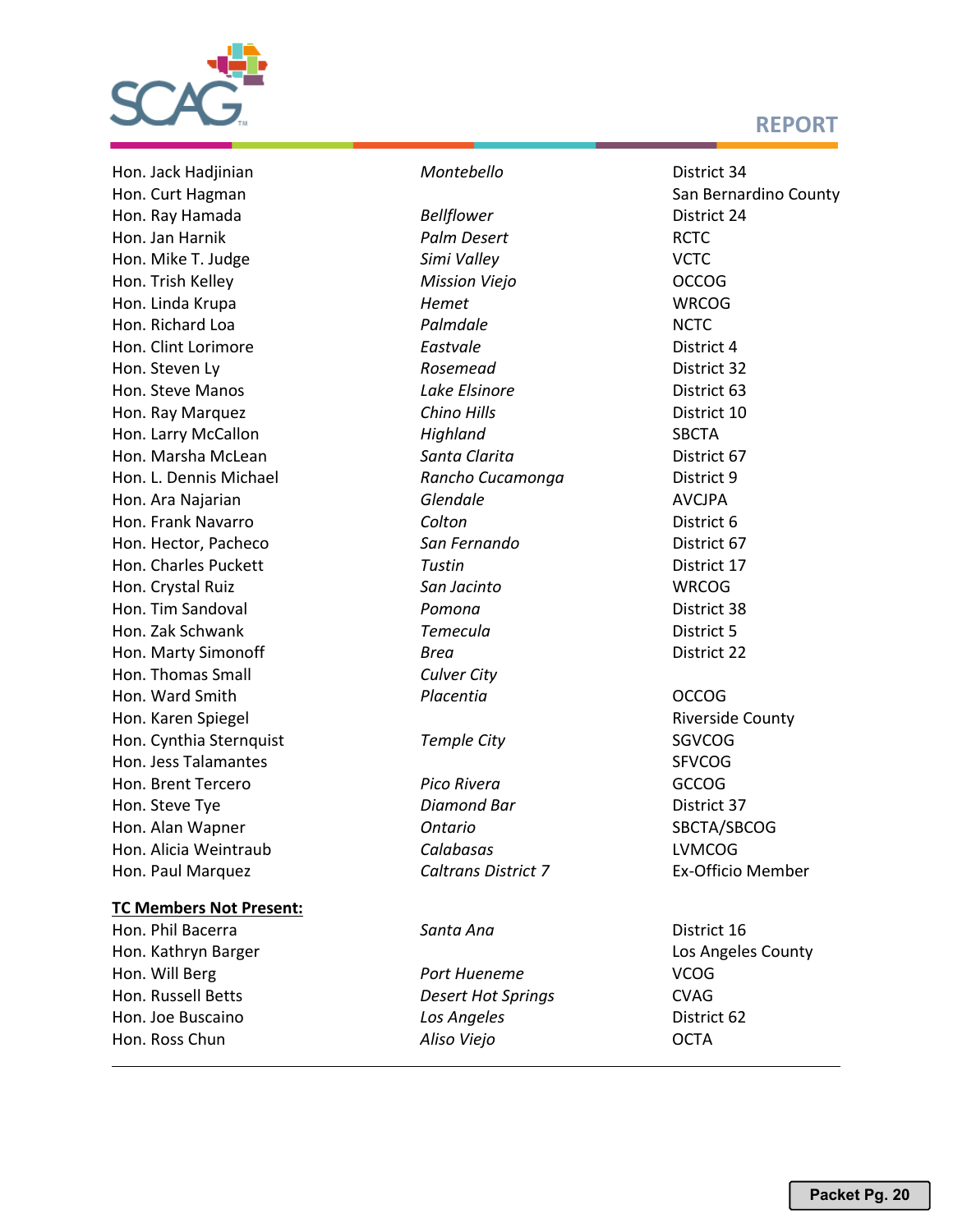| | | |
|---|---|---|
| Hon. Jack Hadjinian | *Montebello* | District 34 |
| Hon. Curt Hagman | | San Bernardino County |
| Hon. Ray Hamada | *Bellflower* | District 24 |
| Hon. Jan Harnik | *Palm Desert* | RCTC |
| Hon. Mike T. Judge | *Simi Valley* | VCTC |
| Hon. Trish Kelley | *Mission Viejo* | OCCOG |
| Hon. Linda Krupa | *Hemet* | WRCOG |
| Hon. Richard Loa | *Palmdale* | NCTC |
| Hon. Clint Lorimore | *Eastvale* | District 4 |
| Hon. Steven Ly | *Rosemead* | District 32 |
| Hon. Steve Manos | *Lake Elsinore* | District 63 |
| Hon. Ray Marquez | *Chino Hills* | District 10 |
| Hon. Larry McCallon | *Highland* | SBCTA |
| Hon. Marsha McLean | *Santa Clarita* | District 67 |
| Hon. L. Dennis Michael | *Rancho Cucamonga* | District 9 |
| Hon. Ara Najarian | *Glendale* | AVCJPA |
| Hon. Frank Navarro | *Colton* | District 6 |
| Hon. Hector, Pacheco | *San Fernando* | District 67 |
| Hon. Charles Puckett | *Tustin* | District 17 |
| Hon. Crystal Ruiz | *San Jacinto* | WRCOG |
| Hon. Tim Sandoval | *Pomona* | District 38 |
| Hon. Zak Schwank | *Temecula* | District 5 |
| Hon. Marty Simonoff | *Brea* | District 22 |
| Hon. Thomas Small | *Culver City* | |
| Hon. Ward Smith | *Placentia* | OCCOG |
| Hon. Karen Spiegel | | Riverside County |
| Hon. Cynthia Sternquist | *Temple City* | SGVCOG |
| Hon. Jess Talamantes | | SFVCOG |
| Hon. Brent Tercero | *Pico Rivera* | GCCOG |
| Hon. Steve Tye | *Diamond Bar* | District 37 |
| Hon. Alan Wapner | *Ontario* | SBCTA/SBCOG |
| Hon. Alicia Weintraub | *Calabasas* | LVMCOG |
| Hon. Paul Marquez | *Caltrans District 7* | Ex-Officio Member |

**<u>TC Members Not Present:</u>**

| | | |
|---|---|---|
| Hon. Phil Bacerra | *Santa Ana* | District 16 |
| Hon. Kathryn Barger | | Los Angeles County |
| Hon. Will Berg | *Port Hueneme* | VCOG |
| Hon. Russell Betts | *Desert Hot Springs* | CVAG |
| Hon. Joe Buscaino | *Los Angeles* | District 62 |
| Hon. Ross Chun | *Aliso Viejo* | OCTA |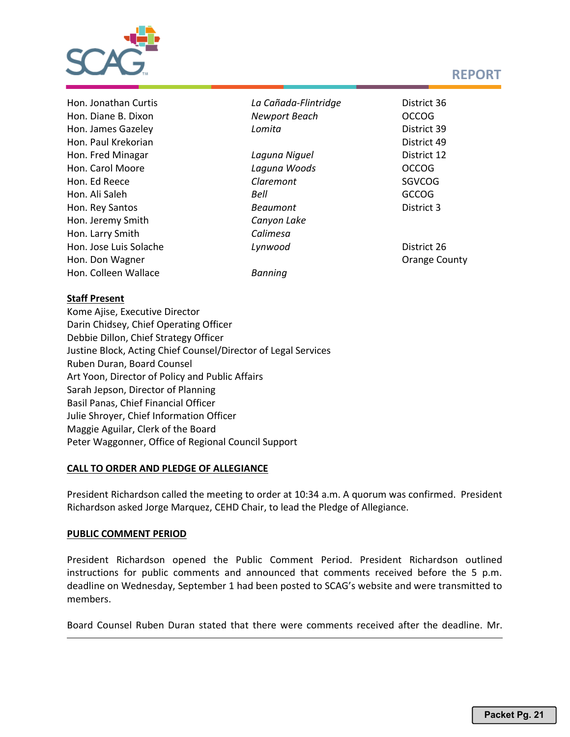| | | |
|---|---|---|
| Hon. Jonathan Curtis | *La Cañada-Flintridge* | District 36 |
| Hon. Diane B. Dixon | *Newport Beach* | OCCOG |
| Hon. James Gazeley | *Lomita* | District 39 |
| Hon. Paul Krekorian | | District 49 |
| Hon. Fred Minagar | *Laguna Niguel* | District 12 |
| Hon. Carol Moore | *Laguna Woods* | OCCOG |
| Hon. Ed Reece | *Claremont* | SGVCOG |
| Hon. Ali Saleh | *Bell* | GCCOG |
| Hon. Rey Santos | *Beaumont* | District 3 |
| Hon. Jeremy Smith | *Canyon Lake* | |
| Hon. Larry Smith | *Calimesa* | |
| Hon. Jose Luis Solache | *Lynwood* | District 26 |
| Hon. Don Wagner | | Orange County |
| Hon. Colleen Wallace | *Banning* | |

**Staff Present**

Kome Ajise, Executive Director
Darin Chidsey, Chief Operating Officer
Debbie Dillon, Chief Strategy Officer
Justine Block, Acting Chief Counsel/Director of Legal Services
Ruben Duran, Board Counsel
Art Yoon, Director of Policy and Public Affairs
Sarah Jepson, Director of Planning
Basil Panas, Chief Financial Officer
Julie Shroyer, Chief Information Officer
Maggie Aguilar, Clerk of the Board
Peter Waggonner, Office of Regional Council Support

**CALL TO ORDER AND PLEDGE OF ALLEGIANCE**

President Richardson called the meeting to order at 10:34 a.m. A quorum was confirmed. President Richardson asked Jorge Marquez, CEHD Chair, to lead the Pledge of Allegiance.

**PUBLIC COMMENT PERIOD**

President Richardson opened the Public Comment Period. President Richardson outlined instructions for public comments and announced that comments received before the 5 p.m. deadline on Wednesday, September 1 had been posted to SCAG's website and were transmitted to members.

Board Counsel Ruben Duran stated that there were comments received after the deadline. Mr.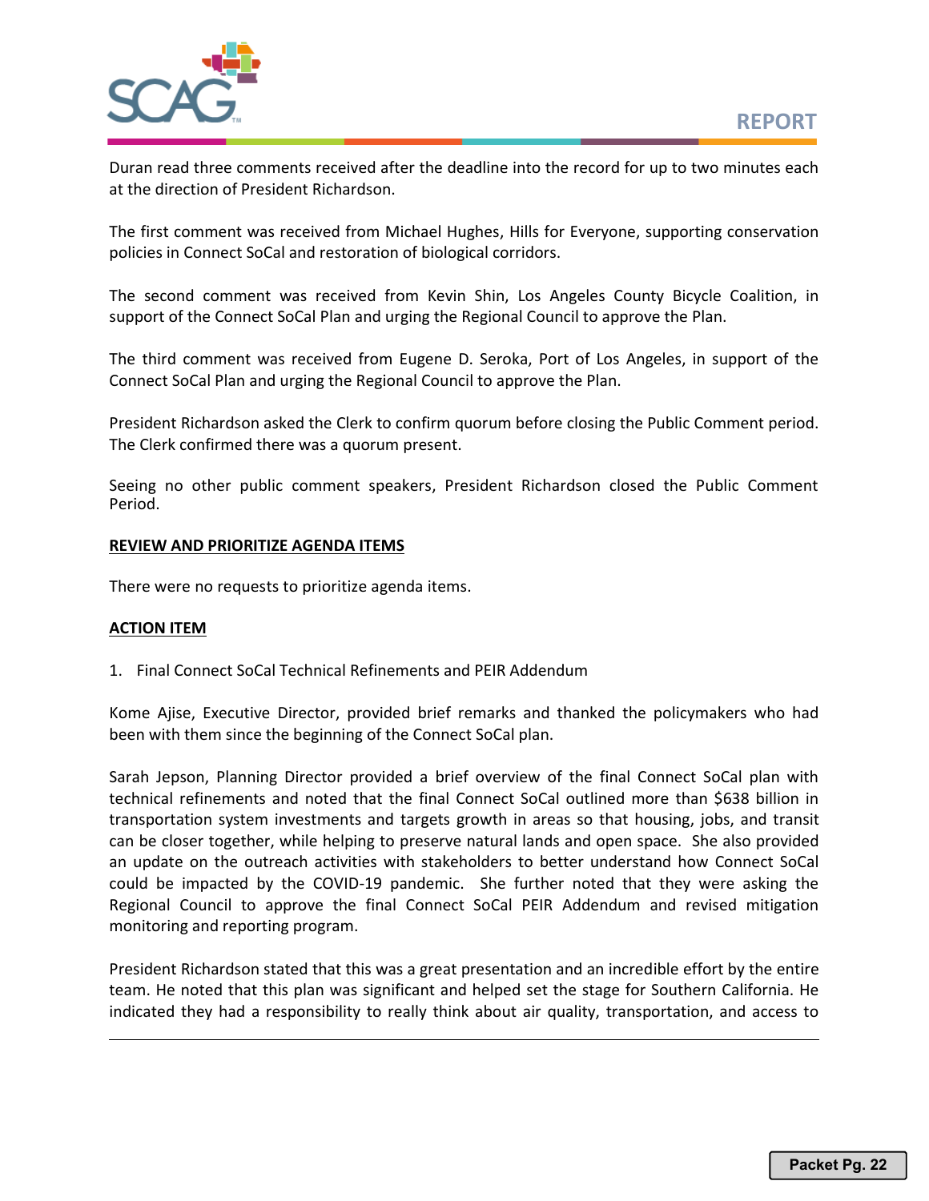Duran read three comments received after the deadline into the record for up to two minutes each at the direction of President Richardson.

The first comment was received from Michael Hughes, Hills for Everyone, supporting conservation policies in Connect SoCal and restoration of biological corridors.

The second comment was received from Kevin Shin, Los Angeles County Bicycle Coalition, in support of the Connect SoCal Plan and urging the Regional Council to approve the Plan.

The third comment was received from Eugene D. Seroka, Port of Los Angeles, in support of the Connect SoCal Plan and urging the Regional Council to approve the Plan.

President Richardson asked the Clerk to confirm quorum before closing the Public Comment period. The Clerk confirmed there was a quorum present.

Seeing no other public comment speakers, President Richardson closed the Public Comment Period.

**REVIEW AND PRIORITIZE AGENDA ITEMS**

There were no requests to prioritize agenda items.

**ACTION ITEM**

1. Final Connect SoCal Technical Refinements and PEIR Addendum

Kome Ajise, Executive Director, provided brief remarks and thanked the policymakers who had been with them since the beginning of the Connect SoCal plan.

Sarah Jepson, Planning Director provided a brief overview of the final Connect SoCal plan with technical refinements and noted that the final Connect SoCal outlined more than $638 billion in transportation system investments and targets growth in areas so that housing, jobs, and transit can be closer together, while helping to preserve natural lands and open space. She also provided an update on the outreach activities with stakeholders to better understand how Connect SoCal could be impacted by the COVID-19 pandemic. She further noted that they were asking the Regional Council to approve the final Connect SoCal PEIR Addendum and revised mitigation monitoring and reporting program.

President Richardson stated that this was a great presentation and an incredible effort by the entire team. He noted that this plan was significant and helped set the stage for Southern California. He indicated they had a responsibility to really think about air quality, transportation, and access to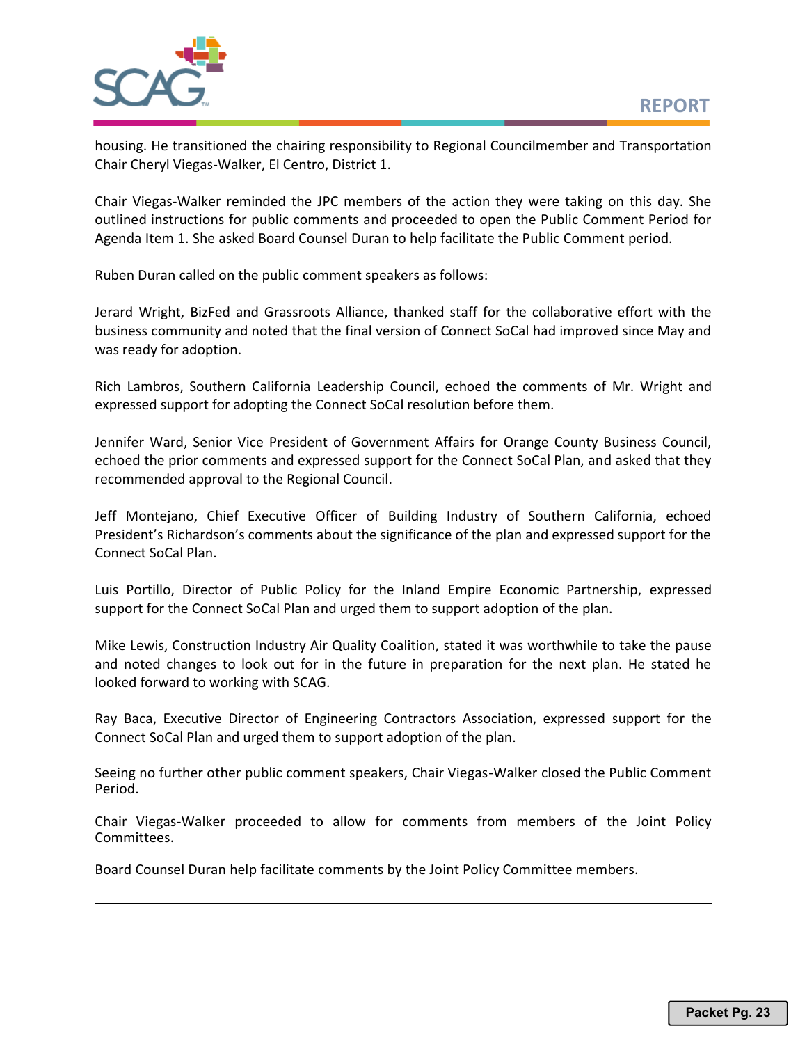housing. He transitioned the chairing responsibility to Regional Councilmember and Transportation Chair Cheryl Viegas-Walker, El Centro, District 1.

Chair Viegas-Walker reminded the JPC members of the action they were taking on this day. She outlined instructions for public comments and proceeded to open the Public Comment Period for Agenda Item 1. She asked Board Counsel Duran to help facilitate the Public Comment period.

Ruben Duran called on the public comment speakers as follows:

Jerard Wright, BizFed and Grassroots Alliance, thanked staff for the collaborative effort with the business community and noted that the final version of Connect SoCal had improved since May and was ready for adoption.

Rich Lambros, Southern California Leadership Council, echoed the comments of Mr. Wright and expressed support for adopting the Connect SoCal resolution before them.

Jennifer Ward, Senior Vice President of Government Affairs for Orange County Business Council, echoed the prior comments and expressed support for the Connect SoCal Plan, and asked that they recommended approval to the Regional Council.

Jeff Montejano, Chief Executive Officer of Building Industry of Southern California, echoed President's Richardson's comments about the significance of the plan and expressed support for the Connect SoCal Plan.

Luis Portillo, Director of Public Policy for the Inland Empire Economic Partnership, expressed support for the Connect SoCal Plan and urged them to support adoption of the plan.

Mike Lewis, Construction Industry Air Quality Coalition, stated it was worthwhile to take the pause and noted changes to look out for in the future in preparation for the next plan. He stated he looked forward to working with SCAG.

Ray Baca, Executive Director of Engineering Contractors Association, expressed support for the Connect SoCal Plan and urged them to support adoption of the plan.

Seeing no further other public comment speakers, Chair Viegas-Walker closed the Public Comment Period.

Chair Viegas-Walker proceeded to allow for comments from members of the Joint Policy Committees.

Board Counsel Duran help facilitate comments by the Joint Policy Committee members.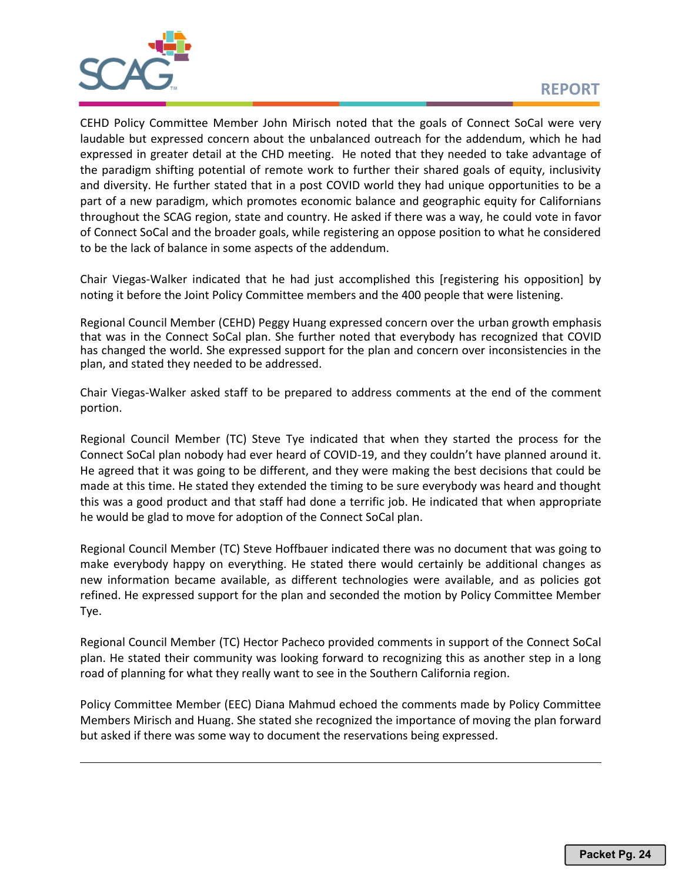CEHD Policy Committee Member John Mirisch noted that the goals of Connect SoCal were very laudable but expressed concern about the unbalanced outreach for the addendum, which he had expressed in greater detail at the CHD meeting. He noted that they needed to take advantage of the paradigm shifting potential of remote work to further their shared goals of equity, inclusivity and diversity. He further stated that in a post COVID world they had unique opportunities to be a part of a new paradigm, which promotes economic balance and geographic equity for Californians throughout the SCAG region, state and country. He asked if there was a way, he could vote in favor of Connect SoCal and the broader goals, while registering an oppose position to what he considered to be the lack of balance in some aspects of the addendum.

Chair Viegas-Walker indicated that he had just accomplished this [registering his opposition] by noting it before the Joint Policy Committee members and the 400 people that were listening.

Regional Council Member (CEHD) Peggy Huang expressed concern over the urban growth emphasis that was in the Connect SoCal plan. She further noted that everybody has recognized that COVID has changed the world. She expressed support for the plan and concern over inconsistencies in the plan, and stated they needed to be addressed.

Chair Viegas-Walker asked staff to be prepared to address comments at the end of the comment portion.

Regional Council Member (TC) Steve Tye indicated that when they started the process for the Connect SoCal plan nobody had ever heard of COVID-19, and they couldn't have planned around it. He agreed that it was going to be different, and they were making the best decisions that could be made at this time. He stated they extended the timing to be sure everybody was heard and thought this was a good product and that staff had done a terrific job. He indicated that when appropriate he would be glad to move for adoption of the Connect SoCal plan.

Regional Council Member (TC) Steve Hoffbauer indicated there was no document that was going to make everybody happy on everything. He stated there would certainly be additional changes as new information became available, as different technologies were available, and as policies got refined. He expressed support for the plan and seconded the motion by Policy Committee Member Tye.

Regional Council Member (TC) Hector Pacheco provided comments in support of the Connect SoCal plan. He stated their community was looking forward to recognizing this as another step in a long road of planning for what they really want to see in the Southern California region.

Policy Committee Member (EEC) Diana Mahmud echoed the comments made by Policy Committee Members Mirisch and Huang. She stated she recognized the importance of moving the plan forward but asked if there was some way to document the reservations being expressed.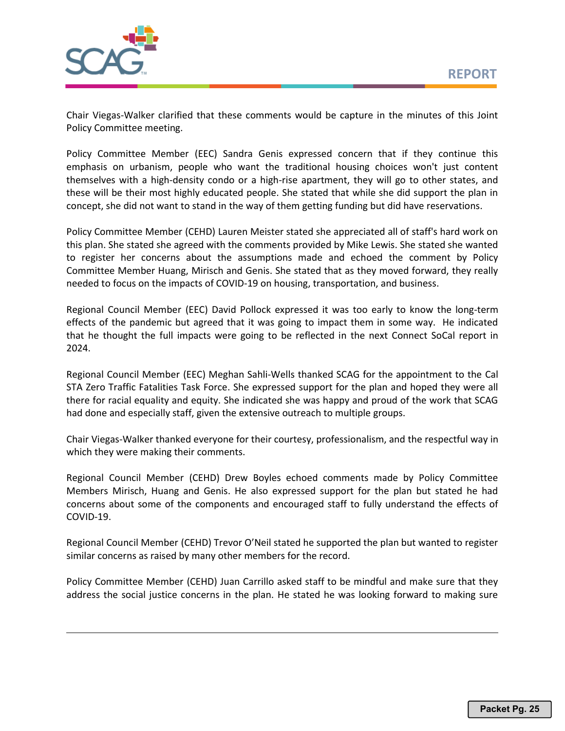Chair Viegas-Walker clarified that these comments would be capture in the minutes of this Joint Policy Committee meeting.

Policy Committee Member (EEC) Sandra Genis expressed concern that if they continue this emphasis on urbanism, people who want the traditional housing choices won't just content themselves with a high-density condo or a high-rise apartment, they will go to other states, and these will be their most highly educated people. She stated that while she did support the plan in concept, she did not want to stand in the way of them getting funding but did have reservations.

Policy Committee Member (CEHD) Lauren Meister stated she appreciated all of staff's hard work on this plan. She stated she agreed with the comments provided by Mike Lewis. She stated she wanted to register her concerns about the assumptions made and echoed the comment by Policy Committee Member Huang, Mirisch and Genis. She stated that as they moved forward, they really needed to focus on the impacts of COVID-19 on housing, transportation, and business.

Regional Council Member (EEC) David Pollock expressed it was too early to know the long-term effects of the pandemic but agreed that it was going to impact them in some way. He indicated that he thought the full impacts were going to be reflected in the next Connect SoCal report in 2024.

Regional Council Member (EEC) Meghan Sahli-Wells thanked SCAG for the appointment to the Cal STA Zero Traffic Fatalities Task Force. She expressed support for the plan and hoped they were all there for racial equality and equity. She indicated she was happy and proud of the work that SCAG had done and especially staff, given the extensive outreach to multiple groups.

Chair Viegas-Walker thanked everyone for their courtesy, professionalism, and the respectful way in which they were making their comments.

Regional Council Member (CEHD) Drew Boyles echoed comments made by Policy Committee Members Mirisch, Huang and Genis. He also expressed support for the plan but stated he had concerns about some of the components and encouraged staff to fully understand the effects of COVID-19.

Regional Council Member (CEHD) Trevor O'Neil stated he supported the plan but wanted to register similar concerns as raised by many other members for the record.

Policy Committee Member (CEHD) Juan Carrillo asked staff to be mindful and make sure that they address the social justice concerns in the plan. He stated he was looking forward to making sure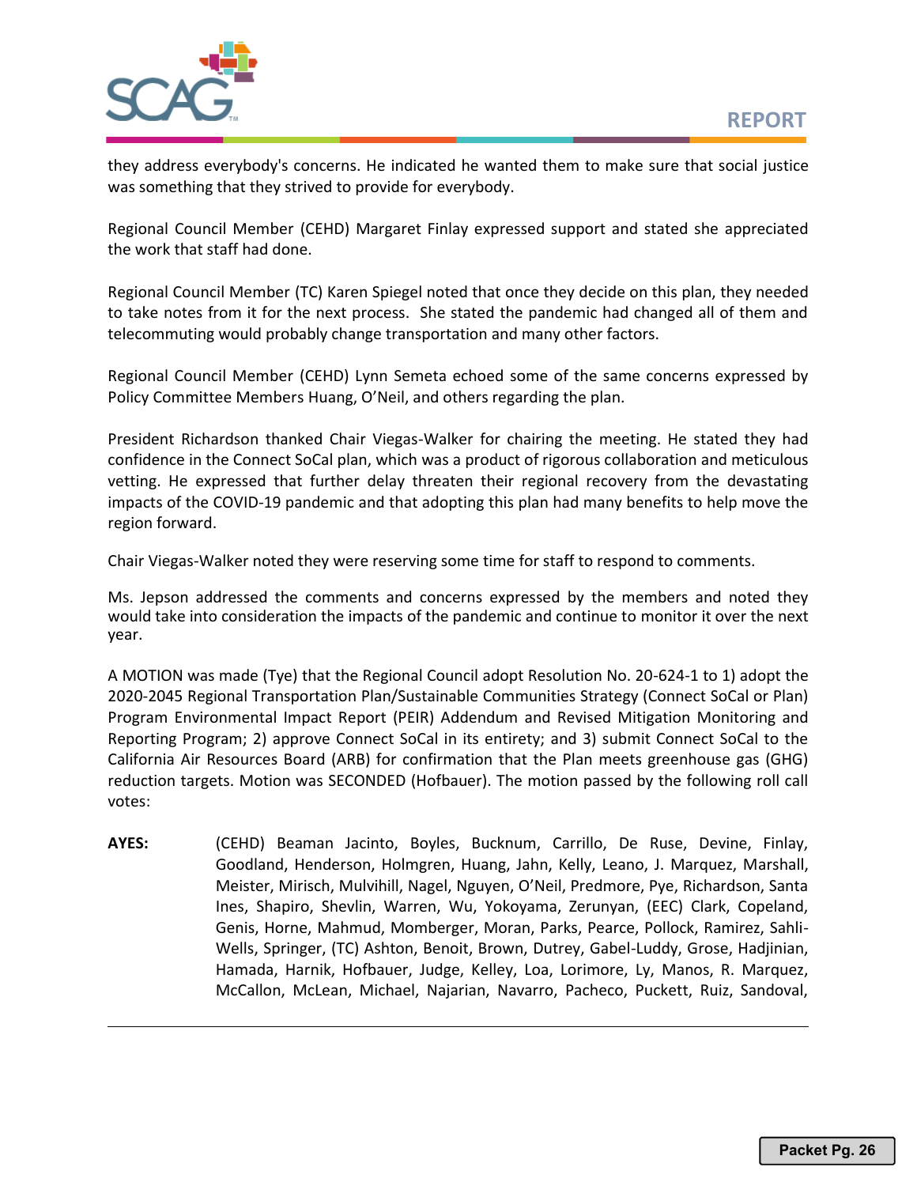they address everybody's concerns. He indicated he wanted them to make sure that social justice was something that they strived to provide for everybody.

Regional Council Member (CEHD) Margaret Finlay expressed support and stated she appreciated the work that staff had done.

Regional Council Member (TC) Karen Spiegel noted that once they decide on this plan, they needed to take notes from it for the next process. She stated the pandemic had changed all of them and telecommuting would probably change transportation and many other factors.

Regional Council Member (CEHD) Lynn Semeta echoed some of the same concerns expressed by Policy Committee Members Huang, O'Neil, and others regarding the plan.

President Richardson thanked Chair Viegas-Walker for chairing the meeting. He stated they had confidence in the Connect SoCal plan, which was a product of rigorous collaboration and meticulous vetting. He expressed that further delay threaten their regional recovery from the devastating impacts of the COVID-19 pandemic and that adopting this plan had many benefits to help move the region forward.

Chair Viegas-Walker noted they were reserving some time for staff to respond to comments.

Ms. Jepson addressed the comments and concerns expressed by the members and noted they would take into consideration the impacts of the pandemic and continue to monitor it over the next year.

A MOTION was made (Tye) that the Regional Council adopt Resolution No. 20-624-1 to 1) adopt the 2020-2045 Regional Transportation Plan/Sustainable Communities Strategy (Connect SoCal or Plan) Program Environmental Impact Report (PEIR) Addendum and Revised Mitigation Monitoring and Reporting Program; 2) approve Connect SoCal in its entirety; and 3) submit Connect SoCal to the California Air Resources Board (ARB) for confirmation that the Plan meets greenhouse gas (GHG) reduction targets. Motion was SECONDED (Hofbauer). The motion passed by the following roll call votes:

**AYES:** (CEHD) Beaman Jacinto, Boyles, Bucknum, Carrillo, De Ruse, Devine, Finlay, Goodland, Henderson, Holmgren, Huang, Jahn, Kelly, Leano, J. Marquez, Marshall, Meister, Mirisch, Mulvihill, Nagel, Nguyen, O'Neil, Predmore, Pye, Richardson, Santa Ines, Shapiro, Shevlin, Warren, Wu, Yokoyama, Zerunyan, (EEC) Clark, Copeland, Genis, Horne, Mahmud, Momberger, Moran, Parks, Pearce, Pollock, Ramirez, Sahli-Wells, Springer, (TC) Ashton, Benoit, Brown, Dutrey, Gabel-Luddy, Grose, Hadjinian, Hamada, Harnik, Hofbauer, Judge, Kelley, Loa, Lorimore, Ly, Manos, R. Marquez, McCallon, McLean, Michael, Najarian, Navarro, Pacheco, Puckett, Ruiz, Sandoval,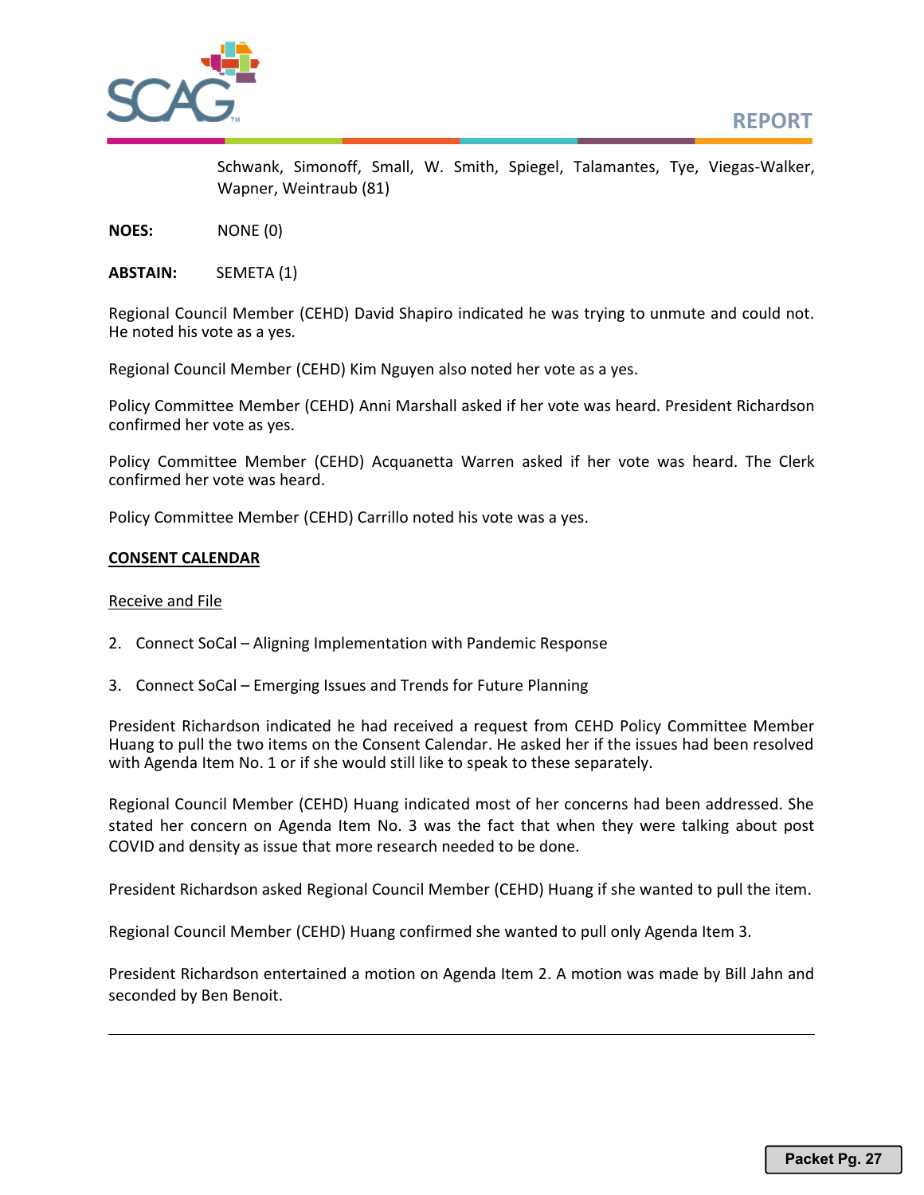Schwank, Simonoff, Small, W. Smith, Spiegel, Talamantes, Tye, Viegas-Walker, Wapner, Weintraub (81)

**NOES:** NONE (0)

**ABSTAIN:** SEMETA (1)

Regional Council Member (CEHD) David Shapiro indicated he was trying to unmute and could not. He noted his vote as a yes.

Regional Council Member (CEHD) Kim Nguyen also noted her vote as a yes.

Policy Committee Member (CEHD) Anni Marshall asked if her vote was heard. President Richardson confirmed her vote as yes.

Policy Committee Member (CEHD) Acquanetta Warren asked if her vote was heard. The Clerk confirmed her vote was heard.

Policy Committee Member (CEHD) Carrillo noted his vote was a yes.

**CONSENT CALENDAR**

Receive and File

2. Connect SoCal – Aligning Implementation with Pandemic Response

3. Connect SoCal – Emerging Issues and Trends for Future Planning

President Richardson indicated he had received a request from CEHD Policy Committee Member Huang to pull the two items on the Consent Calendar. He asked her if the issues had been resolved with Agenda Item No. 1 or if she would still like to speak to these separately.

Regional Council Member (CEHD) Huang indicated most of her concerns had been addressed. She stated her concern on Agenda Item No. 3 was the fact that when they were talking about post COVID and density as issue that more research needed to be done.

President Richardson asked Regional Council Member (CEHD) Huang if she wanted to pull the item.

Regional Council Member (CEHD) Huang confirmed she wanted to pull only Agenda Item 3.

President Richardson entertained a motion on Agenda Item 2. A motion was made by Bill Jahn and seconded by Ben Benoit.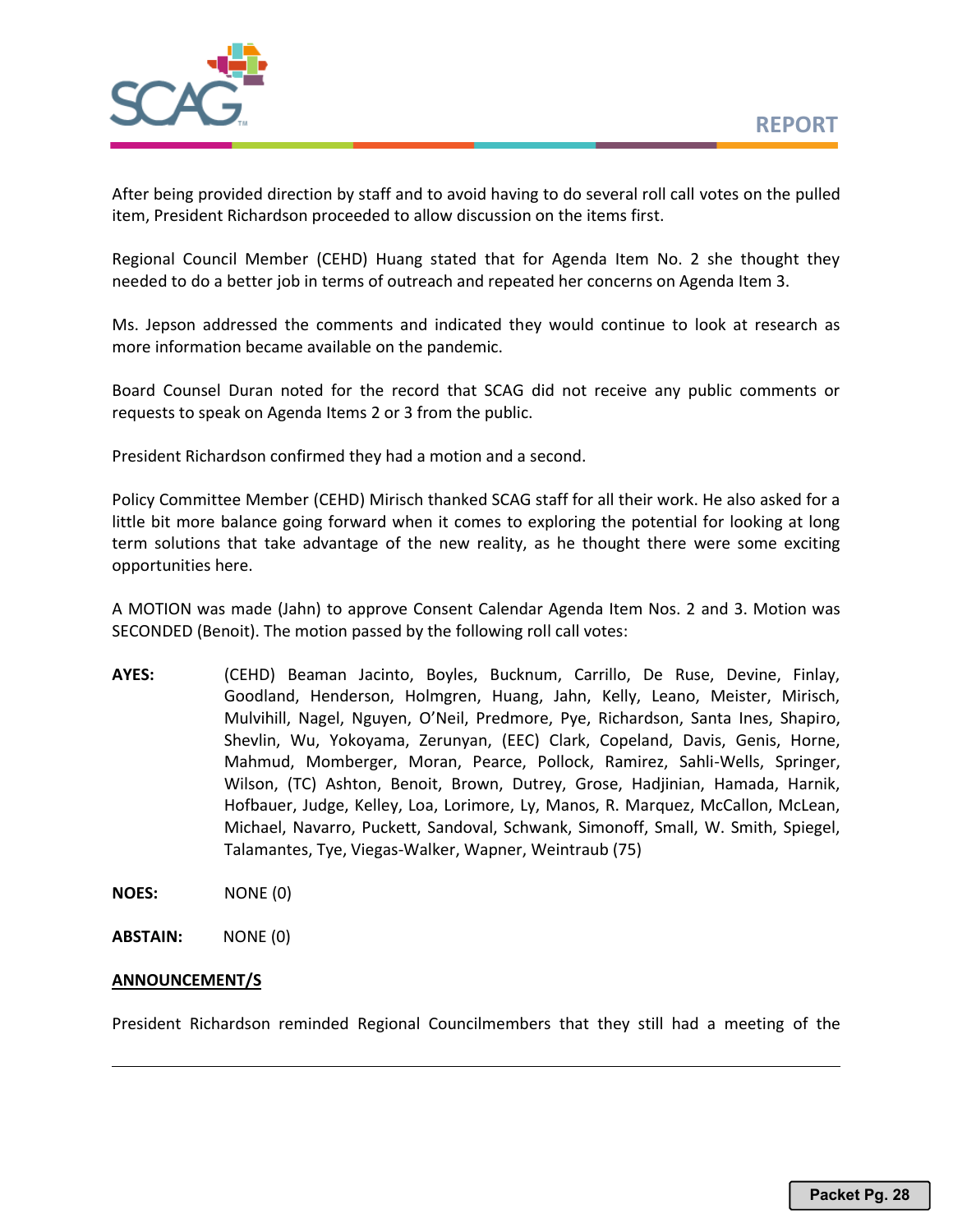After being provided direction by staff and to avoid having to do several roll call votes on the pulled item, President Richardson proceeded to allow discussion on the items first.

Regional Council Member (CEHD) Huang stated that for Agenda Item No. 2 she thought they needed to do a better job in terms of outreach and repeated her concerns on Agenda Item 3.

Ms. Jepson addressed the comments and indicated they would continue to look at research as more information became available on the pandemic.

Board Counsel Duran noted for the record that SCAG did not receive any public comments or requests to speak on Agenda Items 2 or 3 from the public.

President Richardson confirmed they had a motion and a second.

Policy Committee Member (CEHD) Mirisch thanked SCAG staff for all their work. He also asked for a little bit more balance going forward when it comes to exploring the potential for looking at long term solutions that take advantage of the new reality, as he thought there were some exciting opportunities here.

A MOTION was made (Jahn) to approve Consent Calendar Agenda Item Nos. 2 and 3. Motion was SECONDED (Benoit). The motion passed by the following roll call votes:

**AYES:** (CEHD) Beaman Jacinto, Boyles, Bucknum, Carrillo, De Ruse, Devine, Finlay, Goodland, Henderson, Holmgren, Huang, Jahn, Kelly, Leano, Meister, Mirisch, Mulvihill, Nagel, Nguyen, O'Neil, Predmore, Pye, Richardson, Santa Ines, Shapiro, Shevlin, Wu, Yokoyama, Zerunyan, (EEC) Clark, Copeland, Davis, Genis, Horne, Mahmud, Momberger, Moran, Pearce, Pollock, Ramirez, Sahli-Wells, Springer, Wilson, (TC) Ashton, Benoit, Brown, Dutrey, Grose, Hadjinian, Hamada, Harnik, Hofbauer, Judge, Kelley, Loa, Lorimore, Ly, Manos, R. Marquez, McCallon, McLean, Michael, Navarro, Puckett, Sandoval, Schwank, Simonoff, Small, W. Smith, Spiegel, Talamantes, Tye, Viegas-Walker, Wapner, Weintraub (75)

**NOES:** NONE (0)

**ABSTAIN:** NONE (0)

**ANNOUNCEMENT/S**

President Richardson reminded Regional Councilmembers that they still had a meeting of the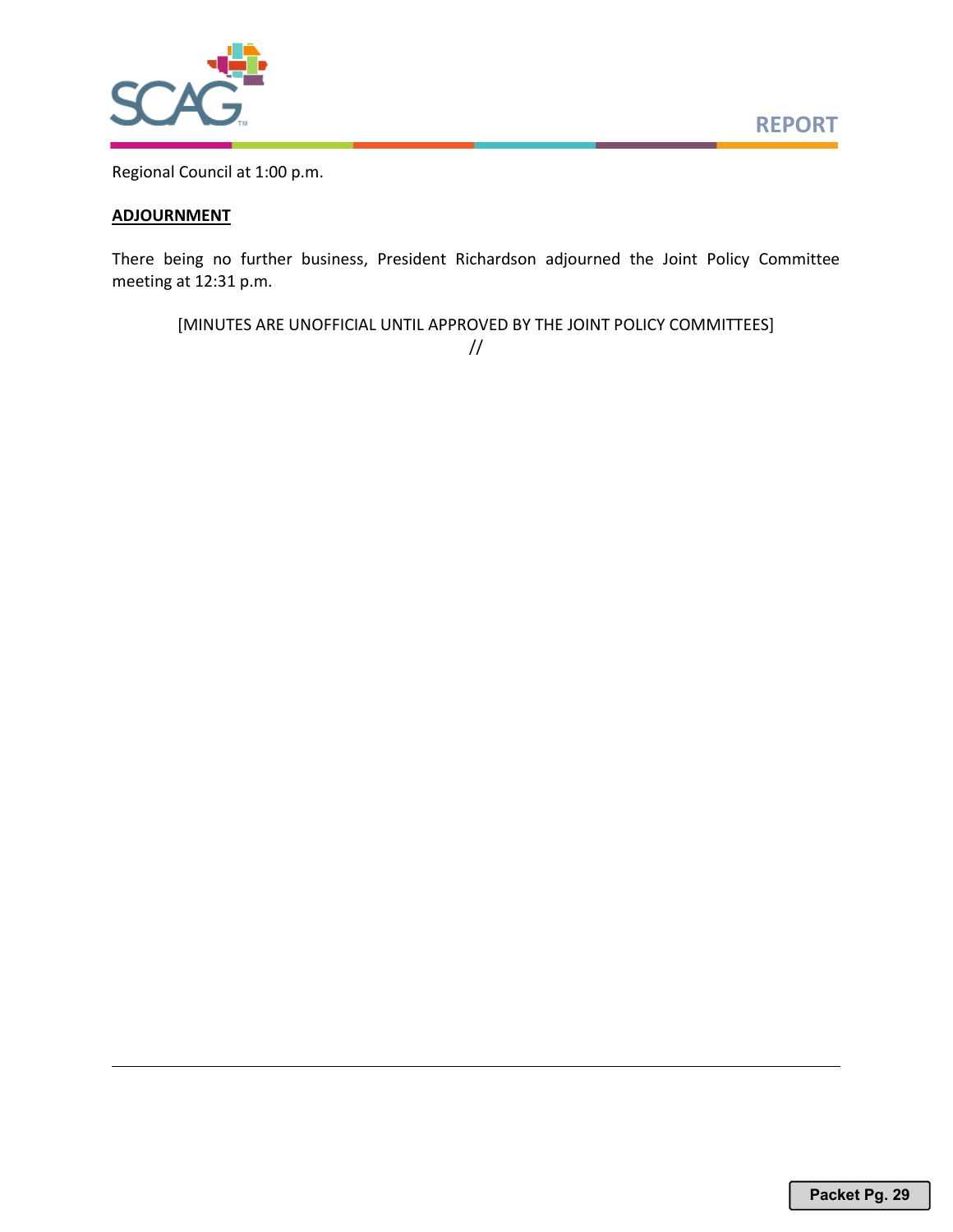Regional Council at 1:00 p.m.

**ADJOURNMENT**

There being no further business, President Richardson adjourned the Joint Policy Committee meeting at 12:31 p.m.

[MINUTES ARE UNOFFICIAL UNTIL APPROVED BY THE JOINT POLICY COMMITTEES]

//